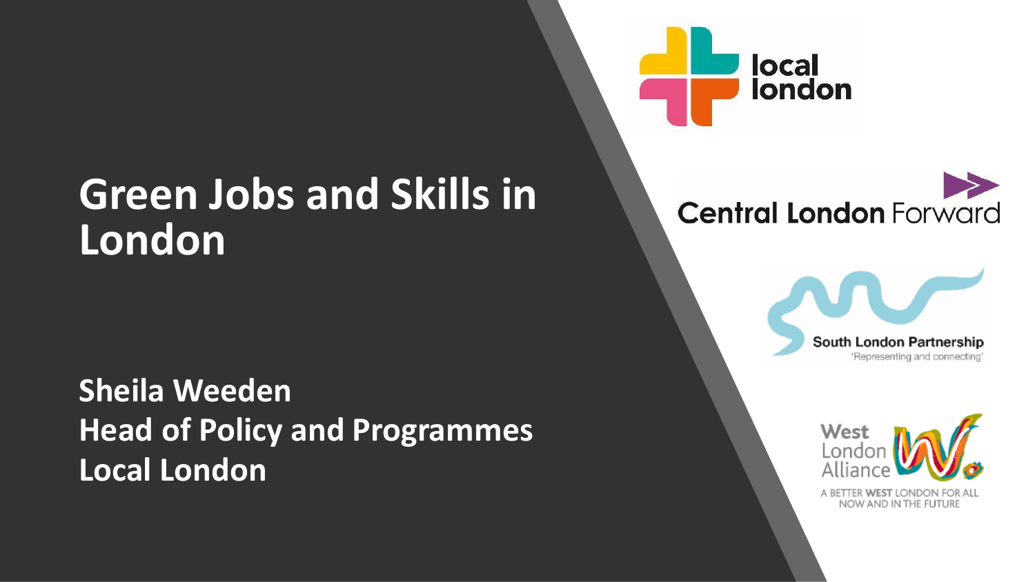# Green Jobs and Skills in London

**Sheila Weeden**
**Head of Policy and Programmes**
**Local London**

local london

Central London Forward

South London Partnership
'Representing and connecting'

West London Alliance
A BETTER WEST LONDON FOR ALL NOW AND IN THE FUTURE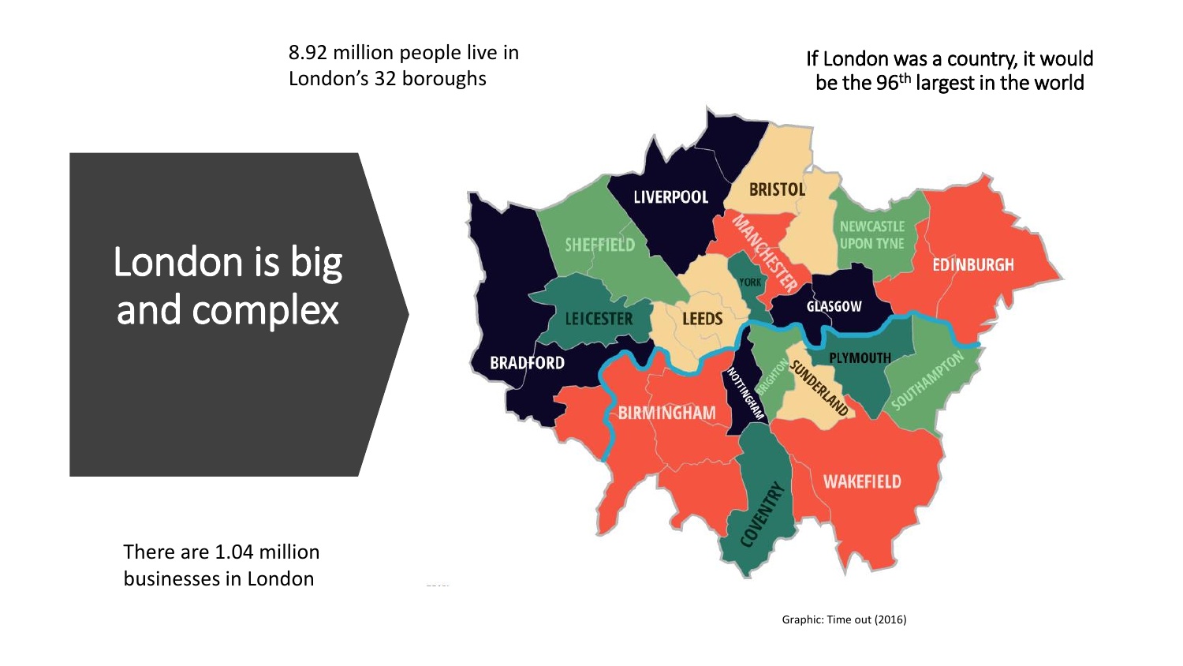# London is big and complex

8.92 million people live in London's 32 boroughs

If London was a country, it would be the 96th largest in the world

There are 1.04 million businesses in London

Graphic: Time out (2016)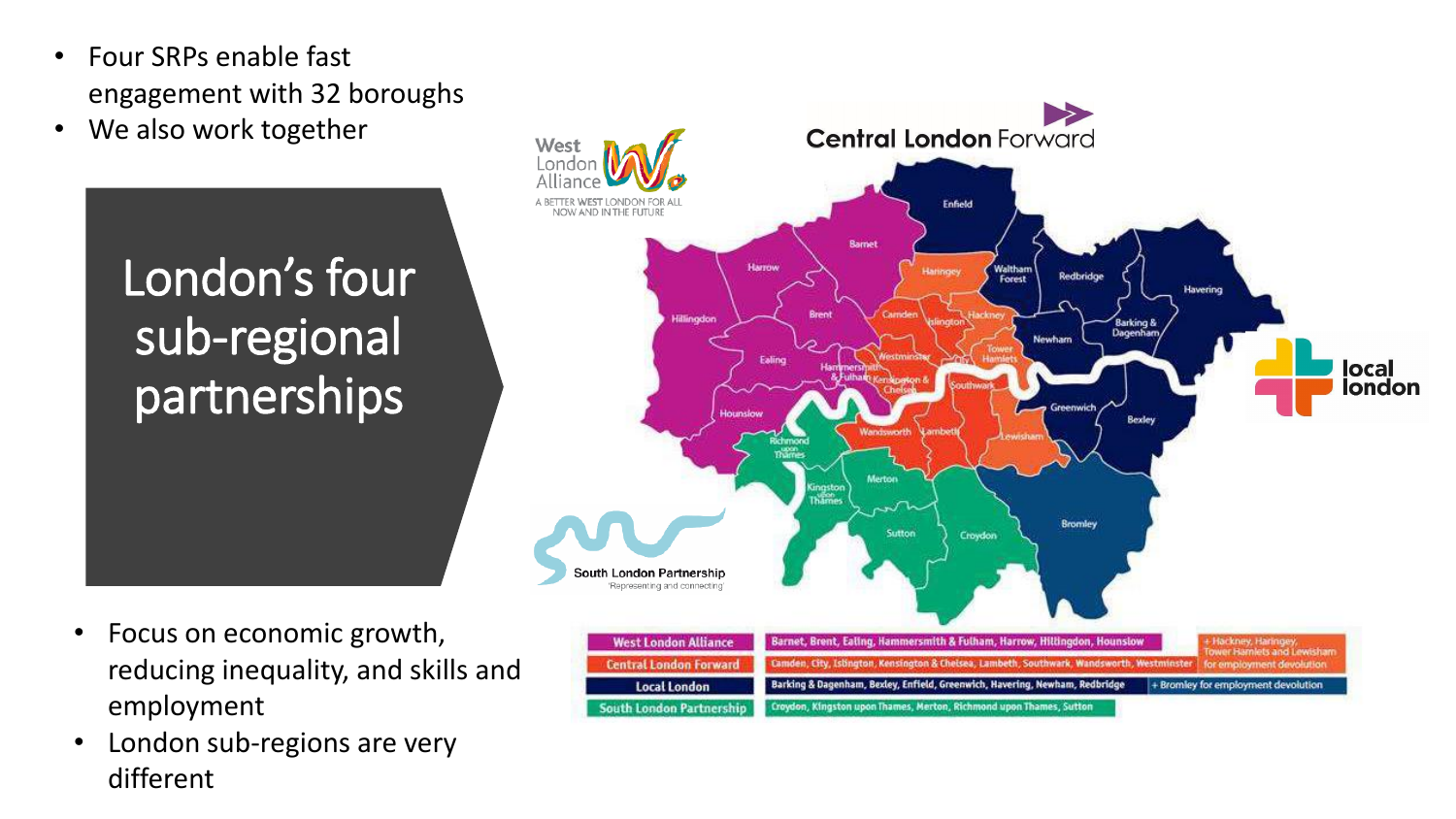- Four SRPs enable fast engagement with 32 boroughs
- We also work together

# London's four sub-regional partnerships

- Focus on economic growth, reducing inequality, and skills and employment
- London sub-regions are very different

| | | |
|---|---|---|
| West London Alliance | Barnet, Brent, Ealing, Hammersmith & Fulham, Harrow, Hillingdon, Hounslow | + Hackney, Haringey, Tower Hamlets and Lewisham for employment devolution |
| Central London Forward | Camden, City, Islington, Kensington & Chelsea, Lambeth, Southwark, Wandsworth, Westminster | |
| Local London | Barking & Dagenham, Bexley, Enfield, Greenwich, Havering, Newham, Redbridge | + Bromley for employment devolution |
| South London Partnership | Croydon, Kingston upon Thames, Merton, Richmond upon Thames, Sutton | |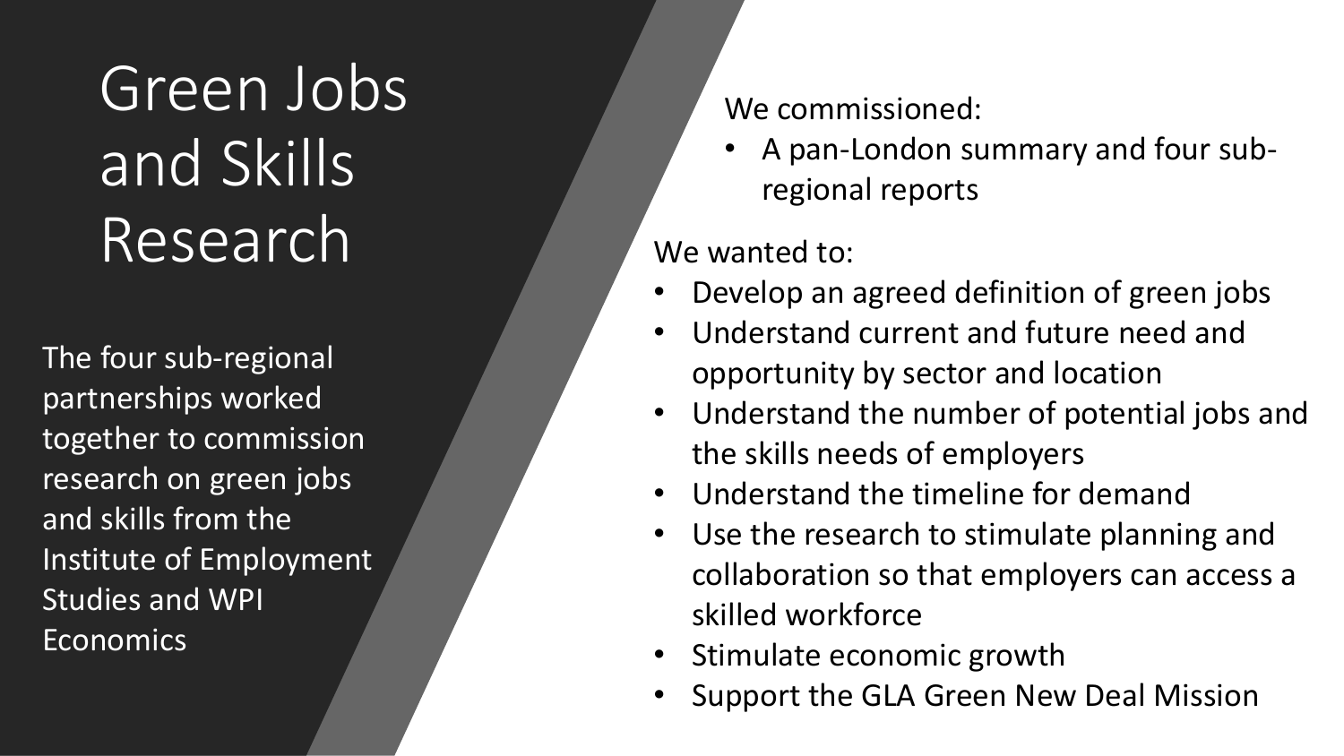# Green Jobs and Skills Research

The four sub-regional partnerships worked together to commission research on green jobs and skills from the Institute of Employment Studies and WPI Economics

We commissioned:

- A pan-London summary and four sub-regional reports

We wanted to:

- Develop an agreed definition of green jobs
- Understand current and future need and opportunity by sector and location
- Understand the number of potential jobs and the skills needs of employers
- Understand the timeline for demand
- Use the research to stimulate planning and collaboration so that employers can access a skilled workforce
- Stimulate economic growth
- Support the GLA Green New Deal Mission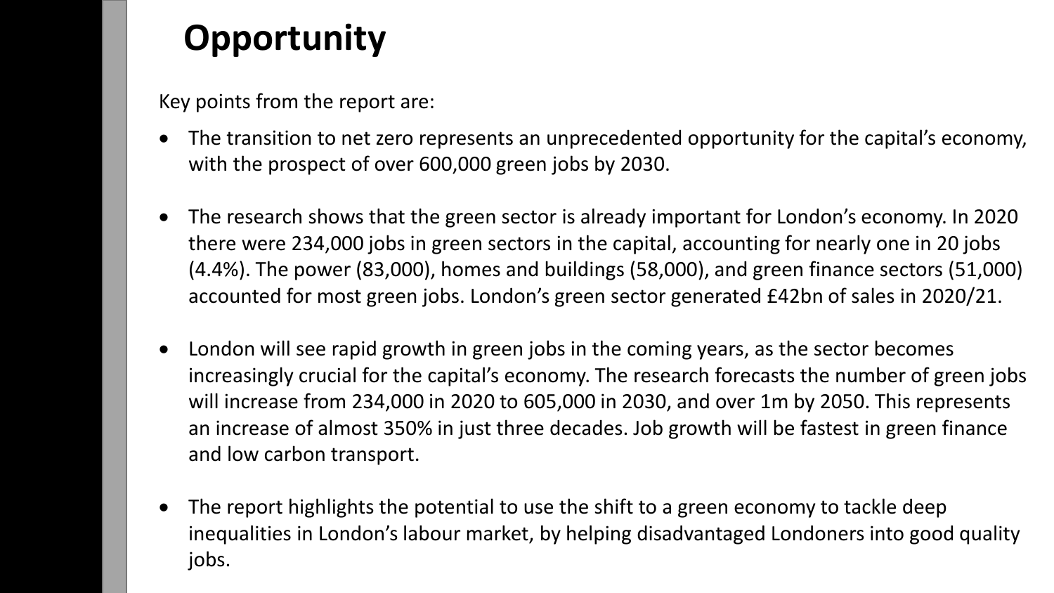# Opportunity

Key points from the report are:

- The transition to net zero represents an unprecedented opportunity for the capital's economy, with the prospect of over 600,000 green jobs by 2030.

- The research shows that the green sector is already important for London's economy. In 2020 there were 234,000 jobs in green sectors in the capital, accounting for nearly one in 20 jobs (4.4%). The power (83,000), homes and buildings (58,000), and green finance sectors (51,000) accounted for most green jobs. London's green sector generated £42bn of sales in 2020/21.

- London will see rapid growth in green jobs in the coming years, as the sector becomes increasingly crucial for the capital's economy. The research forecasts the number of green jobs will increase from 234,000 in 2020 to 605,000 in 2030, and over 1m by 2050. This represents an increase of almost 350% in just three decades. Job growth will be fastest in green finance and low carbon transport.

- The report highlights the potential to use the shift to a green economy to tackle deep inequalities in London's labour market, by helping disadvantaged Londoners into good quality jobs.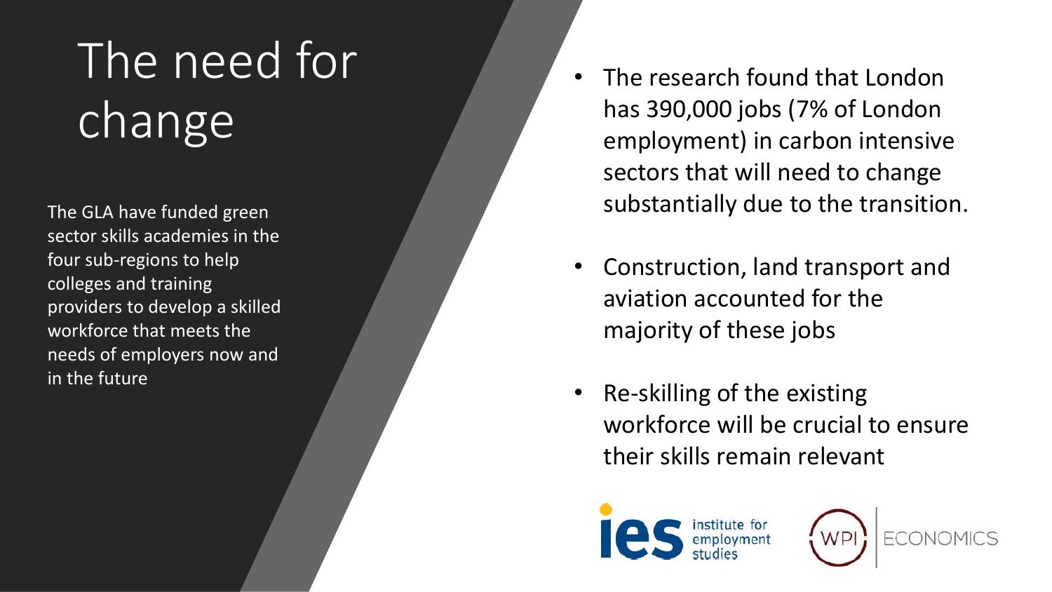# The need for change

The GLA have funded green sector skills academies in the four sub-regions to help colleges and training providers to develop a skilled workforce that meets the needs of employers now and in the future

- The research found that London has 390,000 jobs (7% of London employment) in carbon intensive sectors that will need to change substantially due to the transition.
- Construction, land transport and aviation accounted for the majority of these jobs
- Re-skilling of the existing workforce will be crucial to ensure their skills remain relevant

ies institute for employment studies

WPI ECONOMICS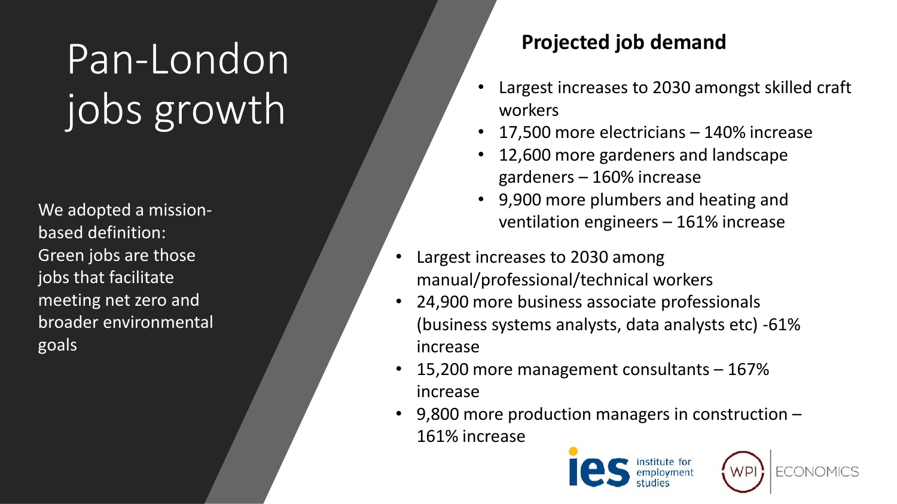# Pan-London jobs growth

We adopted a mission-based definition: Green jobs are those jobs that facilitate meeting net zero and broader environmental goals

## Projected job demand

- Largest increases to 2030 amongst skilled craft workers
- 17,500 more electricians – 140% increase
- 12,600 more gardeners and landscape gardeners – 160% increase
- 9,900 more plumbers and heating and ventilation engineers – 161% increase

- Largest increases to 2030 among manual/professional/technical workers
- 24,900 more business associate professionals (business systems analysts, data analysts etc) -61% increase
- 15,200 more management consultants – 167% increase
- 9,800 more production managers in construction – 161% increase

ies institute for employment studies

WPI ECONOMICS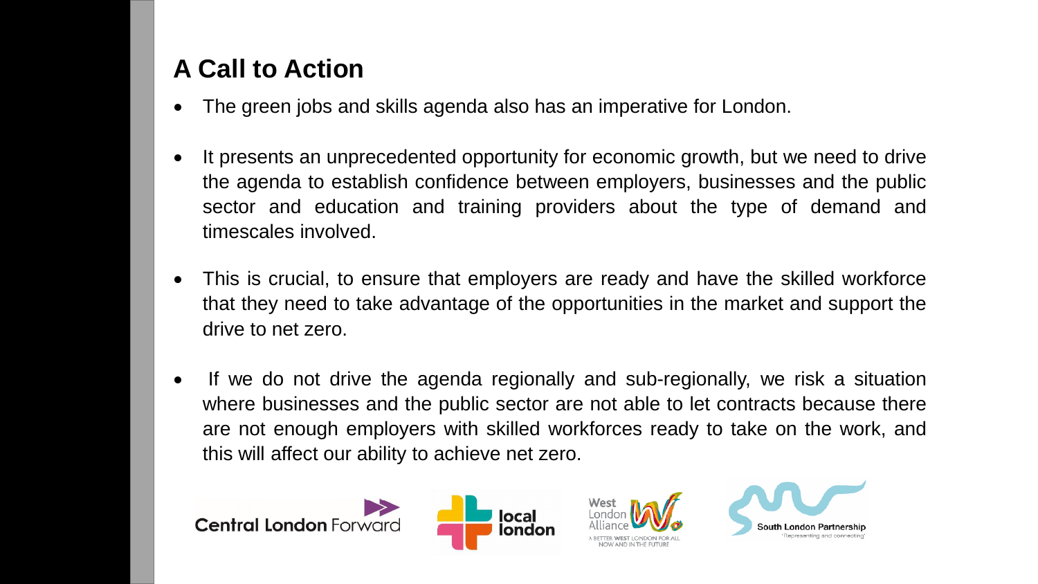## A Call to Action

- The green jobs and skills agenda also has an imperative for London.
- It presents an unprecedented opportunity for economic growth, but we need to drive the agenda to establish confidence between employers, businesses and the public sector and education and training providers about the type of demand and timescales involved.
- This is crucial, to ensure that employers are ready and have the skilled workforce that they need to take advantage of the opportunities in the market and support the drive to net zero.
- If we do not drive the agenda regionally and sub-regionally, we risk a situation where businesses and the public sector are not able to let contracts because there are not enough employers with skilled workforces ready to take on the work, and this will affect our ability to achieve net zero.

Central London Forward | local london | West London Alliance – A BETTER WEST LONDON FOR ALL NOW AND IN THE FUTURE | South London Partnership 'Representing and connecting'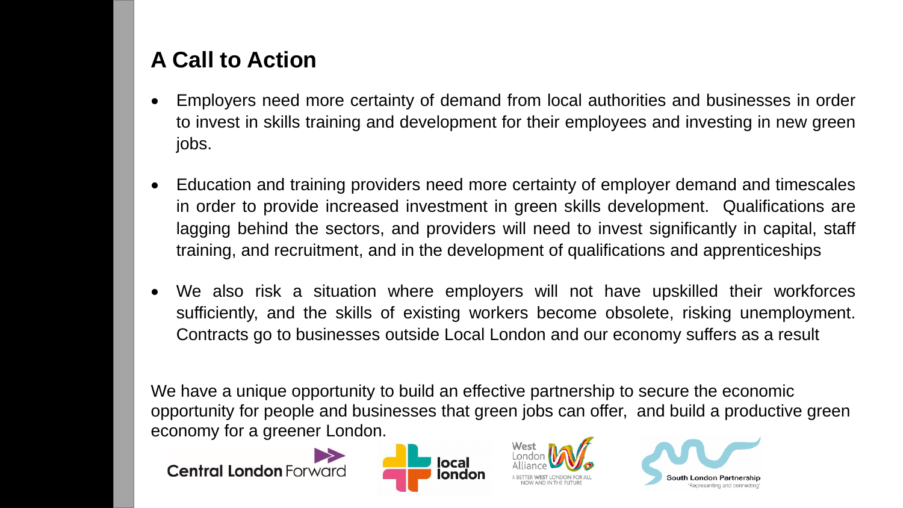## A Call to Action

- Employers need more certainty of demand from local authorities and businesses in order to invest in skills training and development for their employees and investing in new green jobs.
- Education and training providers need more certainty of employer demand and timescales in order to provide increased investment in green skills development. Qualifications are lagging behind the sectors, and providers will need to invest significantly in capital, staff training, and recruitment, and in the development of qualifications and apprenticeships
- We also risk a situation where employers will not have upskilled their workforces sufficiently, and the skills of existing workers become obsolete, risking unemployment. Contracts go to businesses outside Local London and our economy suffers as a result

We have a unique opportunity to build an effective partnership to secure the economic opportunity for people and businesses that green jobs can offer, and build a productive green economy for a greener London.

Central London Forward

local london

West London Alliance
A BETTER WEST LONDON FOR ALL NOW AND IN THE FUTURE

South London Partnership
'Representing and connecting'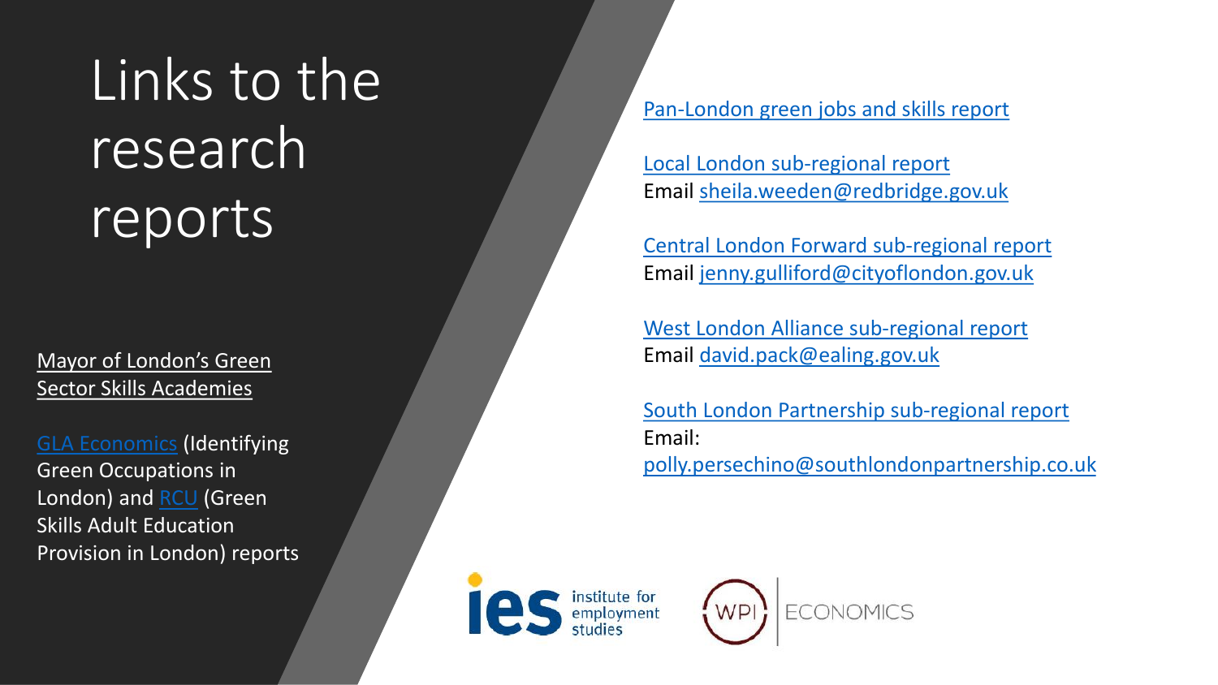# Links to the research reports

Mayor of London's Green Sector Skills Academies

GLA Economics (Identifying Green Occupations in London) and RCU (Green Skills Adult Education Provision in London) reports

Pan-London green jobs and skills report

Local London sub-regional report
Email sheila.weeden@redbridge.gov.uk

Central London Forward sub-regional report
Email jenny.gulliford@cityoflondon.gov.uk

West London Alliance sub-regional report
Email david.pack@ealing.gov.uk

South London Partnership sub-regional report
Email: polly.persechino@southlondonpartnership.co.uk

ies institute for employment studies

WPI ECONOMICS